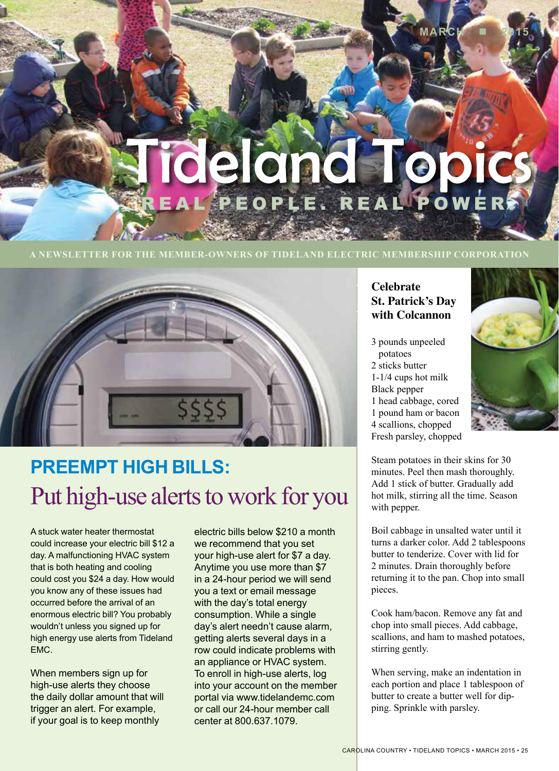MARCH ■ 2015

# Tideland Topics

REAL PEOPLE. REAL POWER.

A NEWSLETTER FOR THE MEMBER-OWNERS OF TIDELAND ELECTRIC MEMBERSHIP CORPORATION

## PREEMPT HIGH BILLS: Put high-use alerts to work for you

A stuck water heater thermostat could increase your electric bill $12 a day. A malfunctioning HVAC system that is both heating and cooling could cost you $24 a day. How would you know any of these issues had occurred before the arrival of an enormous electric bill? You probably wouldn't unless you signed up for high energy use alerts from Tideland EMC.

When members sign up for high-use alerts they choose the daily dollar amount that will trigger an alert. For example, if your goal is to keep monthly electric bills below $210 a month we recommend that you set your high-use alert for $7 a day. Anytime you use more than $7 in a 24-hour period we will send you a text or email message with the day's total energy consumption. While a single day's alert needn't cause alarm, getting alerts several days in a row could indicate problems with an appliance or HVAC system. To enroll in high-use alerts, log into your account on the member portal via www.tidelandemc.com or call our 24-hour member call center at 800.637.1079.

## Celebrate St. Patrick's Day with Colcannon

3 pounds unpeeled potatoes
2 sticks butter
1-1/4 cups hot milk
Black pepper
1 head cabbage, cored
1 pound ham or bacon
4 scallions, chopped
Fresh parsley, chopped

Steam potatoes in their skins for 30 minutes. Peel then mash thoroughly. Add 1 stick of butter. Gradually add hot milk, stirring all the time. Season with pepper.

Boil cabbage in unsalted water until it turns a darker color. Add 2 tablespoons butter to tenderize. Cover with lid for 2 minutes. Drain thoroughly before returning it to the pan. Chop into small pieces.

Cook ham/bacon. Remove any fat and chop into small pieces. Add cabbage, scallions, and ham to mashed potatoes, stirring gently.

When serving, make an indentation in each portion and place 1 tablespoon of butter to create a butter well for dipping. Sprinkle with parsley.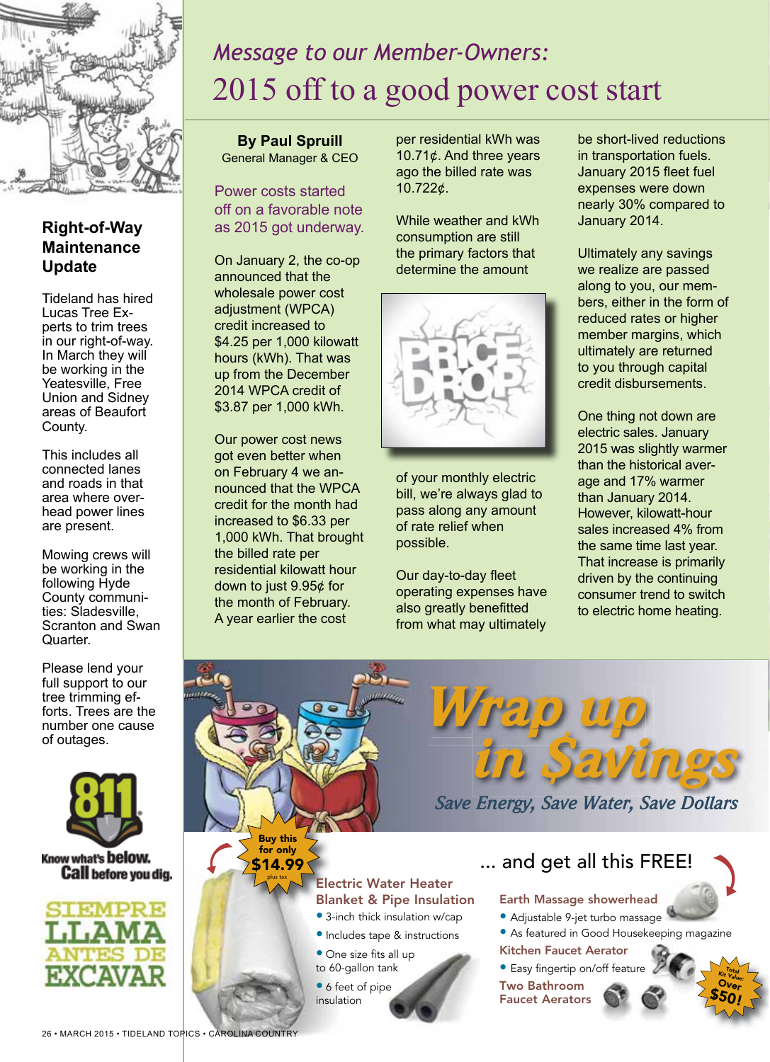## Right-of-Way Maintenance Update

Tideland has hired Lucas Tree Experts to trim trees in our right-of-way. In March they will be working in the Yeatesville, Free Union and Sidney areas of Beaufort County.

This includes all connected lanes and roads in that area where overhead power lines are present.

Mowing crews will be working in the following Hyde County communities: Sladesville, Scranton and Swan Quarter.

Please lend your full support to our tree trimming efforts. Trees are the number one cause of outages.

811 Know what's below. Call before you dig.

SIEMPRE LLAMA ANTES DE EXCAVAR

*Message to our Member-Owners:*

# 2015 off to a good power cost start

**By Paul Spruill**
General Manager & CEO

Power costs started off on a favorable note as 2015 got underway.

On January 2, the co-op announced that the wholesale power cost adjustment (WPCA) credit increased to $4.25 per 1,000 kilowatt hours (kWh). That was up from the December 2014 WPCA credit of $3.87 per 1,000 kWh.

Our power cost news got even better when on February 4 we announced that the WPCA credit for the month had increased to $6.33 per 1,000 kWh. That brought the billed rate per residential kilowatt hour down to just 9.95¢ for the month of February. A year earlier the cost per residential kWh was 10.71¢. And three years ago the billed rate was 10.722¢.

While weather and kWh consumption are still the primary factors that determine the amount of your monthly electric bill, we're always glad to pass along any amount of rate relief when possible.

Our day-to-day fleet operating expenses have also greatly benefitted from what may ultimately be short-lived reductions in transportation fuels. January 2015 fleet fuel expenses were down nearly 30% compared to January 2014.

Ultimately any savings we realize are passed along to you, our members, either in the form of reduced rates or higher member margins, which ultimately are returned to you through capital credit disbursements.

One thing not down are electric sales. January 2015 was slightly warmer than the historical average and 17% warmer than January 2014. However, kilowatt-hour sales increased 4% from the same time last year. That increase is primarily driven by the continuing consumer trend to switch to electric home heating.

# Wrap up in $avings

*Save Energy, Save Water, Save Dollars*

Buy this for only $14.99 plus tax

**Electric Water Heater Blanket & Pipe Insulation**

- 3-inch thick insulation w/cap
- Includes tape & instructions
- One size fits all up to 60-gallon tank
- 6 feet of pipe insulation

... and get all this FREE!

**Earth Massage showerhead**

- Adjustable 9-jet turbo massage
- As featured in Good Housekeeping magazine

**Kitchen Faucet Aerator**

- Easy fingertip on/off feature

**Two Bathroom Faucet Aerators**

Total Kit Value: Over $50!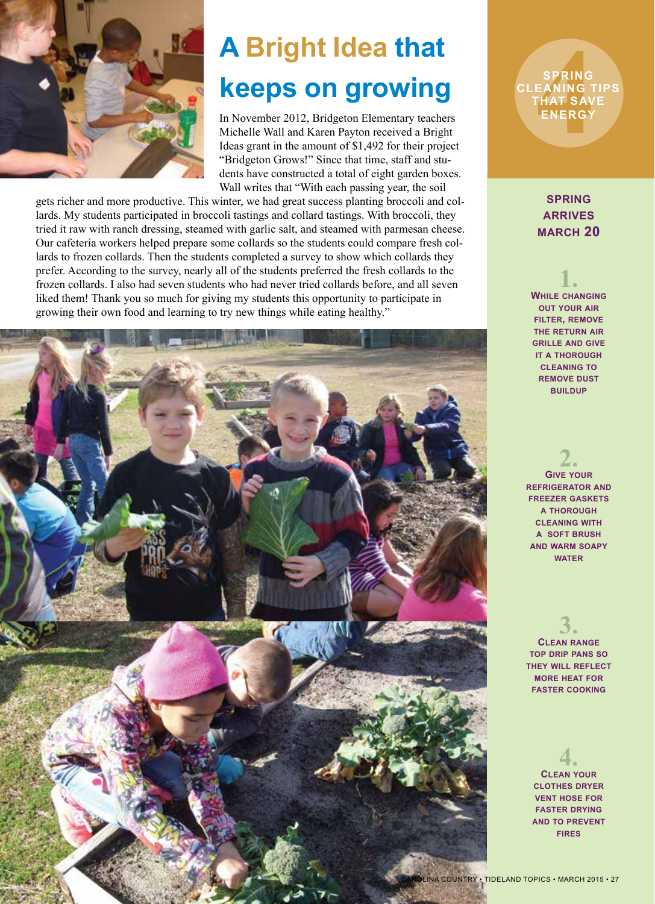# A Bright Idea that keeps on growing

In November 2012, Bridgeton Elementary teachers Michelle Wall and Karen Payton received a Bright Ideas grant in the amount of $1,492 for their project "Bridgeton Grows!" Since that time, staff and students have constructed a total of eight garden boxes. Wall writes that "With each passing year, the soil gets richer and more productive. This winter, we had great success planting broccoli and collards. My students participated in broccoli tastings and collard tastings. With broccoli, they tried it raw with ranch dressing, steamed with garlic salt, and steamed with parmesan cheese. Our cafeteria workers helped prepare some collards so the students could compare fresh collards to frozen collards. Then the students completed a survey to show which collards they prefer. According to the survey, nearly all of the students preferred the fresh collards to the frozen collards. I also had seven students who had never tried collards before, and all seven liked them! Thank you so much for giving my students this opportunity to participate in growing their own food and learning to try new things while eating healthy."

## 4 Spring Cleaning Tips That Save Energy

**Spring arrives March 20**

1. While changing out your air filter, remove the return air grille and give it a thorough cleaning to remove dust buildup

2. Give your refrigerator and freezer gaskets a thorough cleaning with a soft brush and warm soapy water

3. Clean range top drip pans so they will reflect more heat for faster cooking

4. Clean your clothes dryer vent hose for faster drying and to prevent fires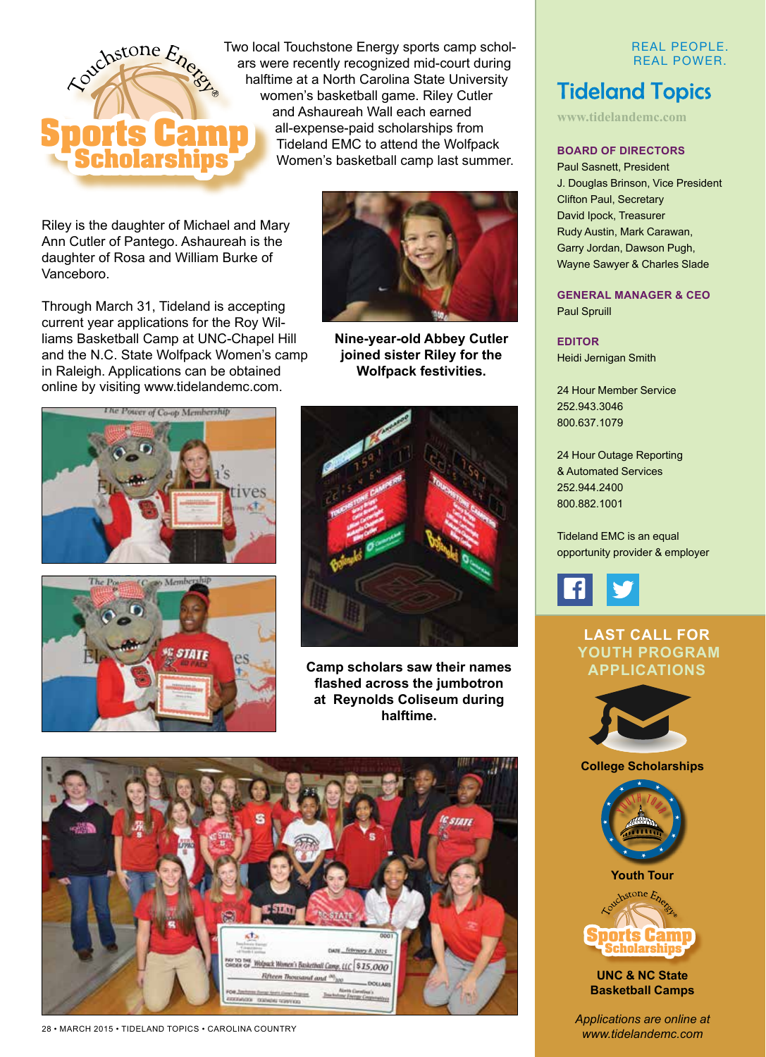# Touchstone Energy Sports Camp Scholarships

Two local Touchstone Energy sports camp scholars were recently recognized mid-court during halftime at a North Carolina State University women's basketball game. Riley Cutler and Ashaureah Wall each earned all-expense-paid scholarships from Tideland EMC to attend the Wolfpack Women's basketball camp last summer.

Riley is the daughter of Michael and Mary Ann Cutler of Pantego. Ashaureah is the daughter of Rosa and William Burke of Vanceboro.

Through March 31, Tideland is accepting current year applications for the Roy Williams Basketball Camp at UNC-Chapel Hill and the N.C. State Wolfpack Women's camp in Raleigh. Applications can be obtained online by visiting www.tidelandemc.com.

**Nine-year-old Abbey Cutler joined sister Riley for the Wolfpack festivities.**

**Camp scholars saw their names flashed across the jumbotron at Reynolds Coliseum during halftime.**

REAL PEOPLE.
REAL POWER.

## Tideland Topics

www.tidelandemc.com

**BOARD OF DIRECTORS**
Paul Sasnett, President
J. Douglas Brinson, Vice President
Clifton Paul, Secretary
David Ipock, Treasurer
Rudy Austin, Mark Carawan,
Garry Jordan, Dawson Pugh,
Wayne Sawyer & Charles Slade

**GENERAL MANAGER & CEO**
Paul Spruill

**EDITOR**
Heidi Jernigan Smith

24 Hour Member Service
252.943.3046
800.637.1079

24 Hour Outage Reporting
& Automated Services
252.944.2400
800.882.1001

Tideland EMC is an equal opportunity provider & employer

## LAST CALL FOR YOUTH PROGRAM APPLICATIONS

**College Scholarships**

**Youth Tour**

**UNC & NC State Basketball Camps**

*Applications are online at www.tidelandemc.com*